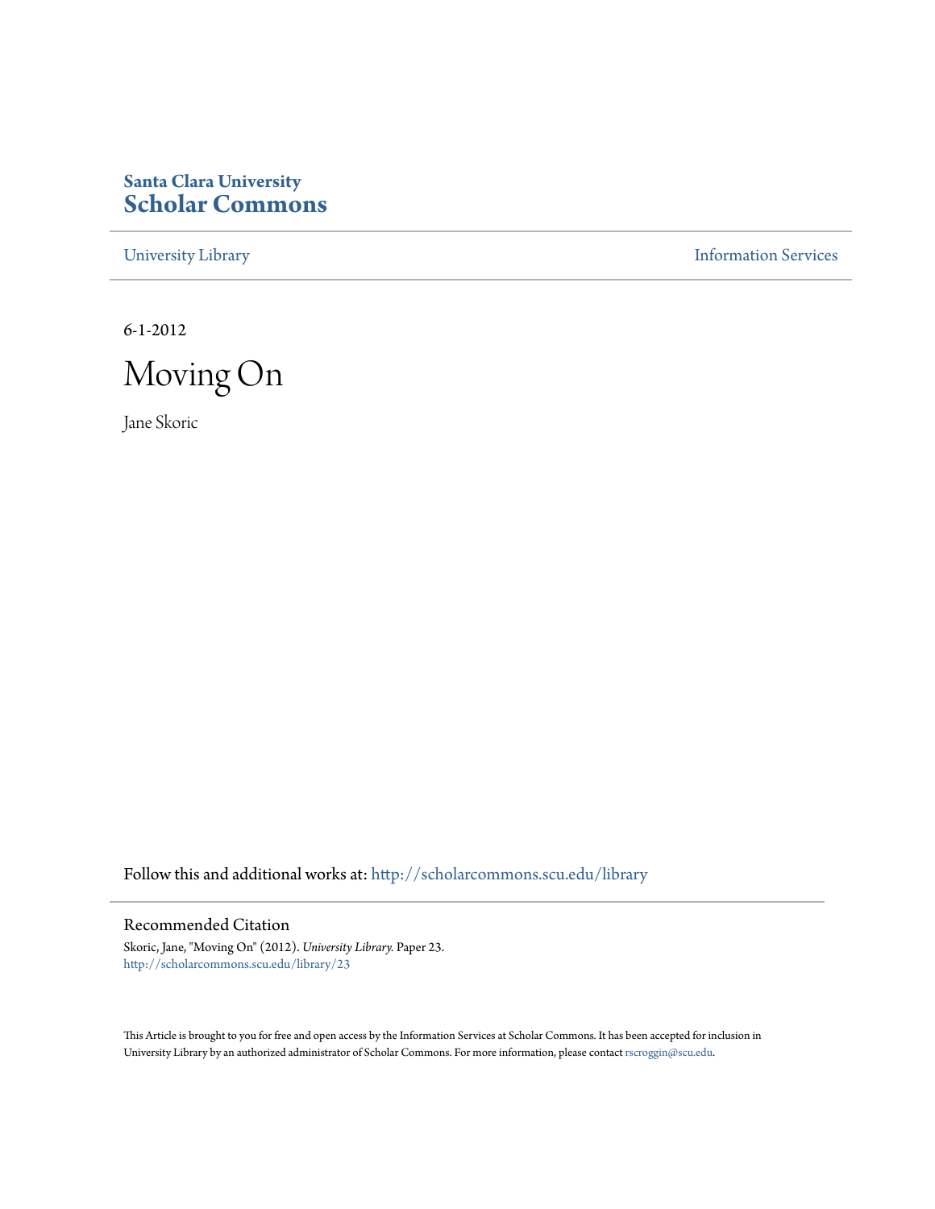Santa Clara University
**Scholar Commons**

University Library | Information Services

6-1-2012

# Moving On

Jane Skoric

Follow this and additional works at: http://scholarcommons.scu.edu/library

## Recommended Citation

Skoric, Jane, "Moving On" (2012). *University Library.* Paper 23.
http://scholarcommons.scu.edu/library/23

This Article is brought to you for free and open access by the Information Services at Scholar Commons. It has been accepted for inclusion in University Library by an authorized administrator of Scholar Commons. For more information, please contact rscroggin@scu.edu.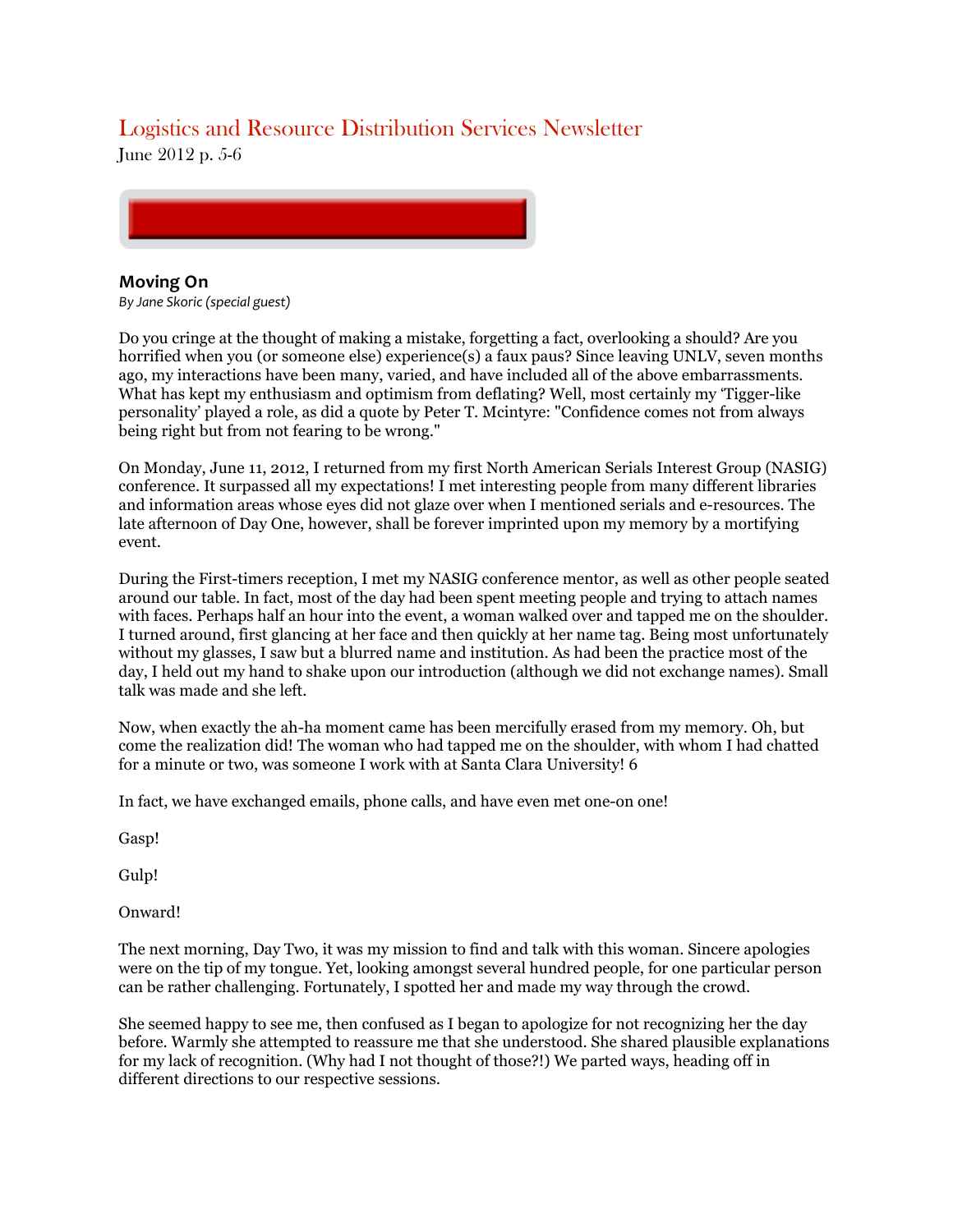# Logistics and Resource Distribution Services Newsletter

June 2012 p. 5-6

## Moving On

*By Jane Skoric (special guest)*

Do you cringe at the thought of making a mistake, forgetting a fact, overlooking a should? Are you horrified when you (or someone else) experience(s) a faux paus? Since leaving UNLV, seven months ago, my interactions have been many, varied, and have included all of the above embarrassments. What has kept my enthusiasm and optimism from deflating? Well, most certainly my 'Tigger-like personality' played a role, as did a quote by Peter T. Mcintyre: "Confidence comes not from always being right but from not fearing to be wrong."

On Monday, June 11, 2012, I returned from my first North American Serials Interest Group (NASIG) conference. It surpassed all my expectations! I met interesting people from many different libraries and information areas whose eyes did not glaze over when I mentioned serials and e-resources. The late afternoon of Day One, however, shall be forever imprinted upon my memory by a mortifying event.

During the First-timers reception, I met my NASIG conference mentor, as well as other people seated around our table. In fact, most of the day had been spent meeting people and trying to attach names with faces. Perhaps half an hour into the event, a woman walked over and tapped me on the shoulder. I turned around, first glancing at her face and then quickly at her name tag. Being most unfortunately without my glasses, I saw but a blurred name and institution. As had been the practice most of the day, I held out my hand to shake upon our introduction (although we did not exchange names). Small talk was made and she left.

Now, when exactly the ah-ha moment came has been mercifully erased from my memory. Oh, but come the realization did! The woman who had tapped me on the shoulder, with whom I had chatted for a minute or two, was someone I work with at Santa Clara University! 6

In fact, we have exchanged emails, phone calls, and have even met one-on one!

Gasp!

Gulp!

Onward!

The next morning, Day Two, it was my mission to find and talk with this woman. Sincere apologies were on the tip of my tongue. Yet, looking amongst several hundred people, for one particular person can be rather challenging. Fortunately, I spotted her and made my way through the crowd.

She seemed happy to see me, then confused as I began to apologize for not recognizing her the day before. Warmly she attempted to reassure me that she understood. She shared plausible explanations for my lack of recognition. (Why had I not thought of those?!) We parted ways, heading off in different directions to our respective sessions.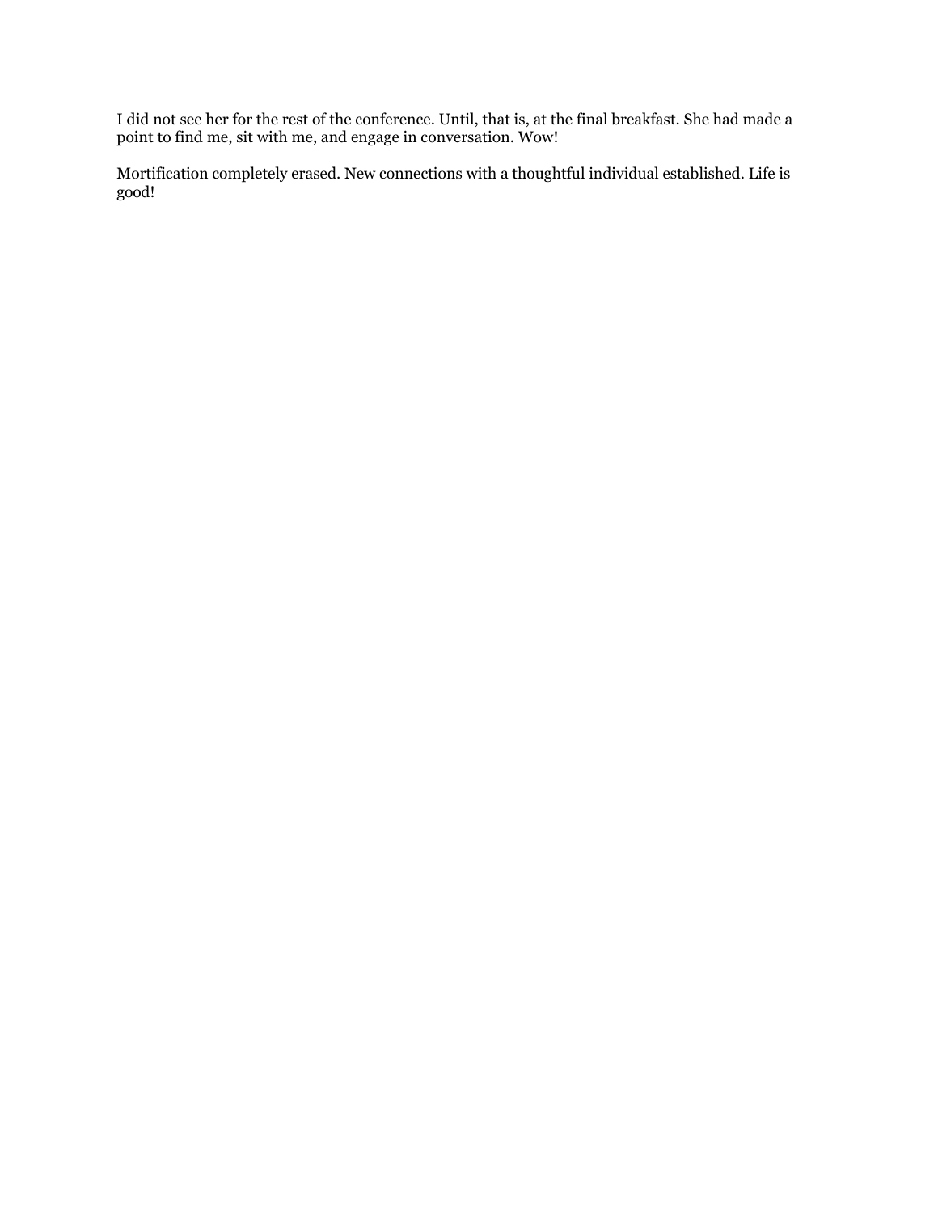I did not see her for the rest of the conference. Until, that is, at the final breakfast. She had made a point to find me, sit with me, and engage in conversation. Wow!

Mortification completely erased. New connections with a thoughtful individual established. Life is good!